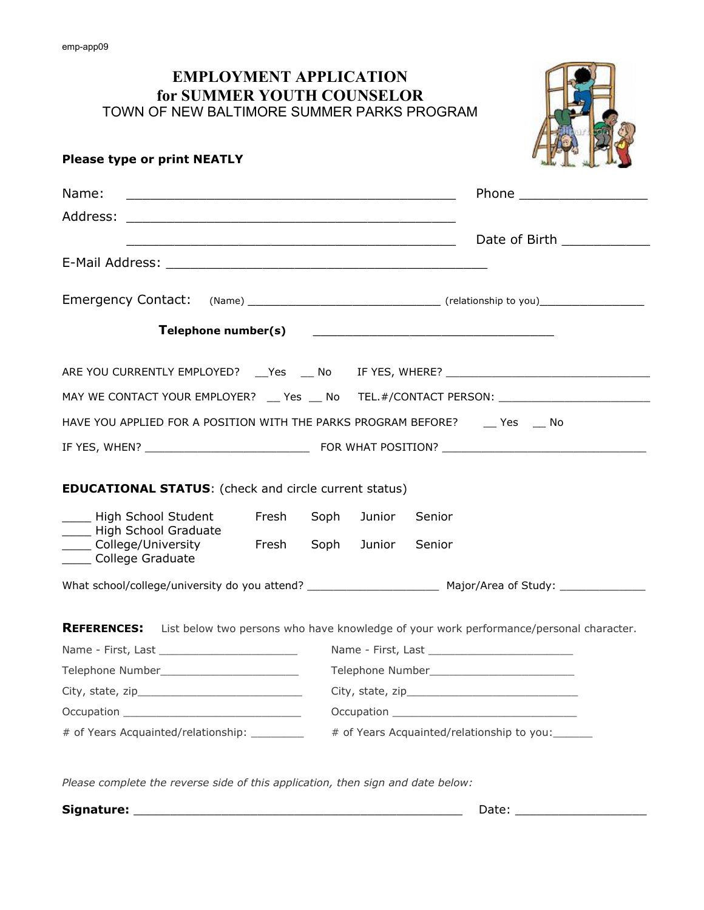emp-app09

# EMPLOYMENT APPLICATION
# for SUMMER YOUTH COUNSELOR
## TOWN OF NEW BALTIMORE SUMMER PARKS PROGRAM

**Please type or print NEATLY**

Name: ___________________________________________ Phone _________________

Address: ___________________________________________

___________________________________________ Date of Birth ___________

E-Mail Address: __________________________________________

Emergency Contact: (Name) ____________________________ (relationship to you)________________

**Telephone number(s)** _________________________________

ARE YOU CURRENTLY EMPLOYED? __Yes __ No IF YES, WHERE? _______________________________

MAY WE CONTACT YOUR EMPLOYER? __ Yes __ No TEL.#/CONTACT PERSON: _______________________

HAVE YOU APPLIED FOR A POSITION WITH THE PARKS PROGRAM BEFORE? __ Yes __ No

IF YES, WHEN? ________________________ FOR WHAT POSITION? _______________________________

**EDUCATIONAL STATUS**: (check and circle current status)

____ High School Student Fresh Soph Junior Senior
____ High School Graduate
____ College/University Fresh Soph Junior Senior
____ College Graduate

What school/college/university do you attend? ___________________ Major/Area of Study: _____________

**REFERENCES:** List below two persons who have knowledge of your work performance/personal character.

Name - First, Last _____________________
Telephone Number_____________________
City, state, zip__________________________
Occupation ____________________________
# of Years Acquainted/relationship: ________

Name - First, Last _______________________
Telephone Number______________________
City, state, zip___________________________
Occupation _____________________________
# of Years Acquainted/relationship to you:______

*Please complete the reverse side of this application, then sign and date below:*

**Signature:** _______________________________________________ Date: __________________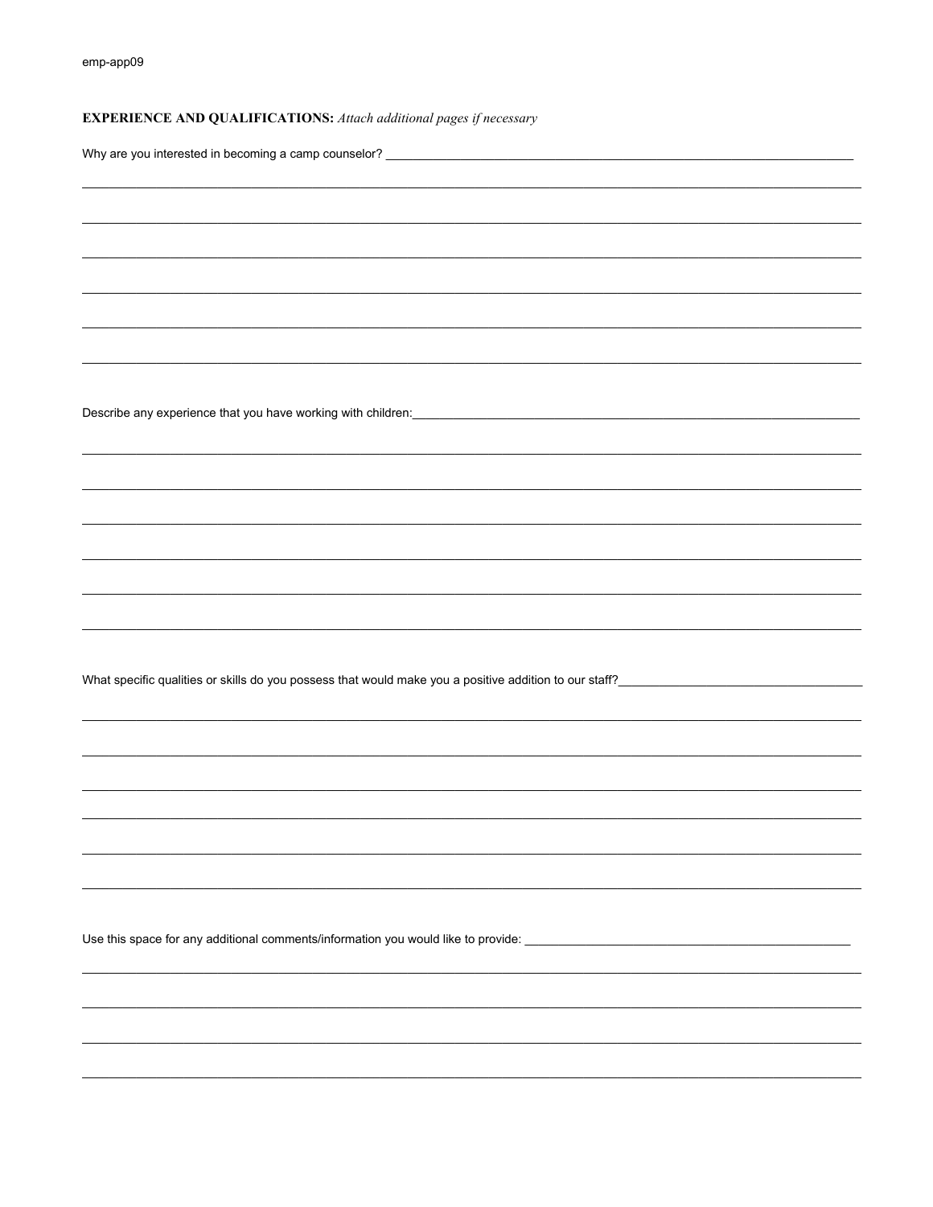emp-app09

**EXPERIENCE AND QUALIFICATIONS:** *Attach additional pages if necessary*

Why are you interested in becoming a camp counselor? ____________________________________________

____________________________________________

____________________________________________

____________________________________________

____________________________________________

____________________________________________

____________________________________________

Describe any experience that you have working with children:____________________________________________

____________________________________________

____________________________________________

____________________________________________

____________________________________________

____________________________________________

____________________________________________

What specific qualities or skills do you possess that would make you a positive addition to our staff?____________________

____________________________________________

____________________________________________

____________________________________________

____________________________________________

____________________________________________

____________________________________________

Use this space for any additional comments/information you would like to provide: ____________________________

____________________________________________

____________________________________________

____________________________________________

____________________________________________